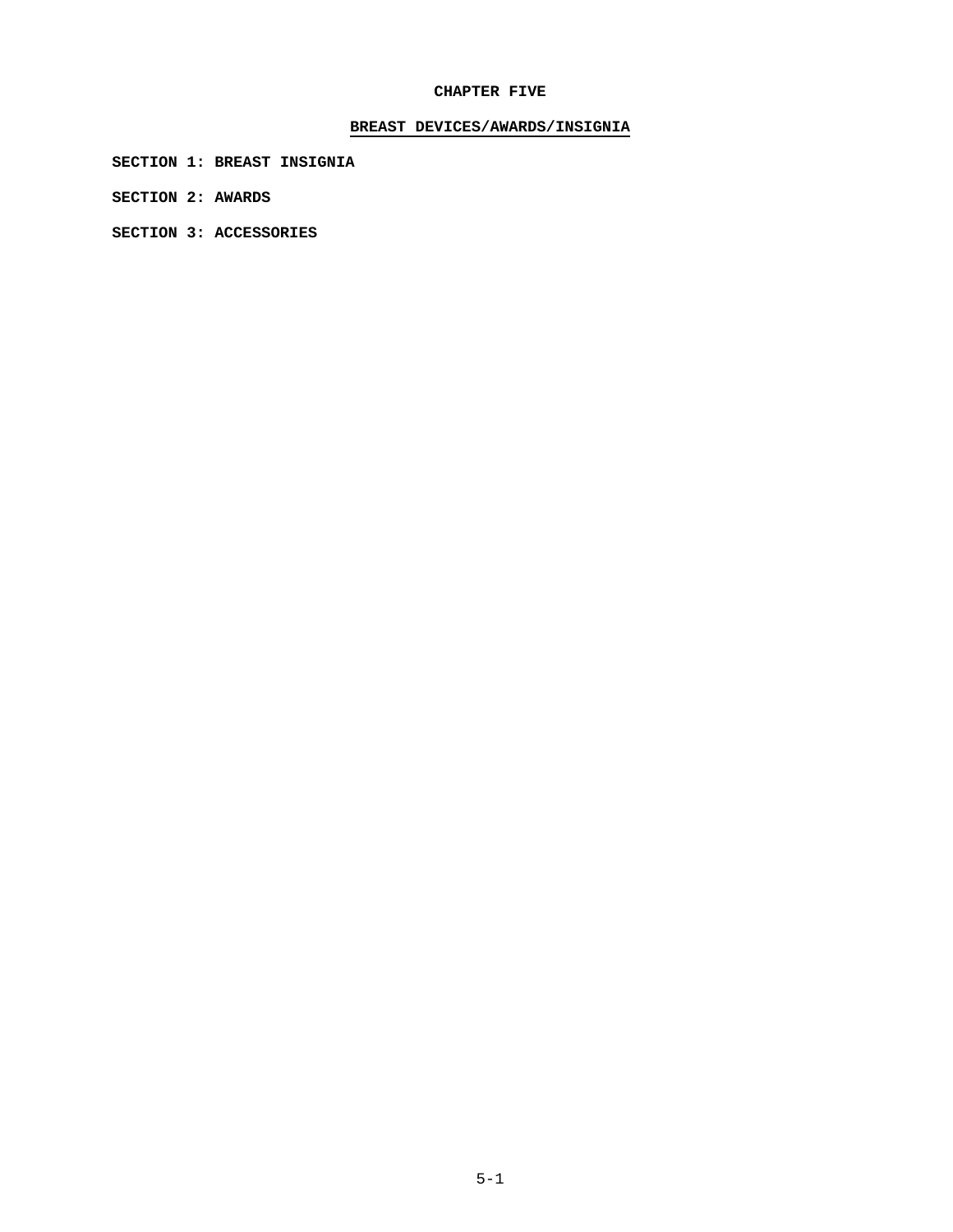# CHAPTER FIVE

## BREAST DEVICES/AWARDS/INSIGNIA

**SECTION 1: BREAST INSIGNIA**

**SECTION 2: AWARDS**

**SECTION 3: ACCESSORIES**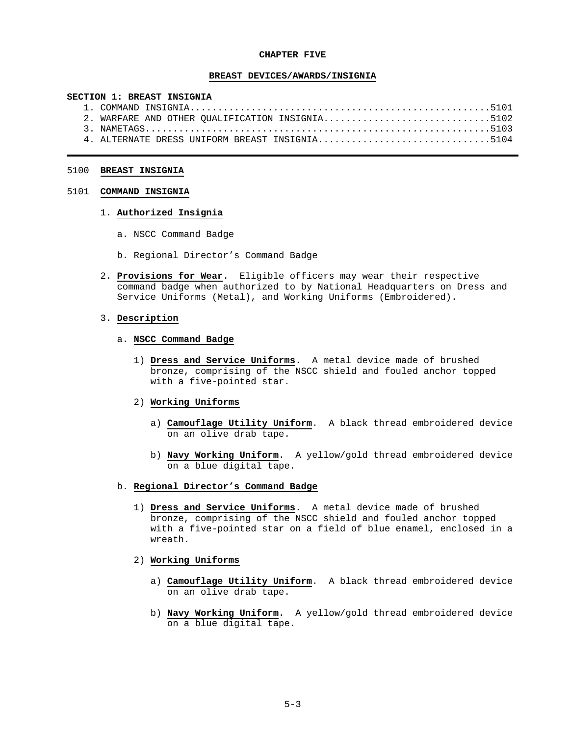# CHAPTER FIVE

## BREAST DEVICES/AWARDS/INSIGNIA

**SECTION 1: BREAST INSIGNIA**

1. COMMAND INSIGNIA....................................................5101
2. WARFARE AND OTHER QUALIFICATION INSIGNIA.............................5102
3. NAMETAGS............................................................5103
4. ALTERNATE DRESS UNIFORM BREAST INSIGNIA..............................5104

---

### 5100 BREAST INSIGNIA

### 5101 COMMAND INSIGNIA

1. **Authorized Insignia**

   a. NSCC Command Badge

   b. Regional Director's Command Badge

2. **Provisions for Wear**. Eligible officers may wear their respective command badge when authorized to by National Headquarters on Dress and Service Uniforms (Metal), and Working Uniforms (Embroidered).

3. **Description**

   a. **NSCC Command Badge**

      1) **Dress and Service Uniforms**. A metal device made of brushed bronze, comprising of the NSCC shield and fouled anchor topped with a five-pointed star.

      2) **Working Uniforms**

         a) **Camouflage Utility Uniform**. A black thread embroidered device on an olive drab tape.

         b) **Navy Working Uniform**. A yellow/gold thread embroidered device on a blue digital tape.

   b. **Regional Director's Command Badge**

      1) **Dress and Service Uniforms**. A metal device made of brushed bronze, comprising of the NSCC shield and fouled anchor topped with a five-pointed star on a field of blue enamel, enclosed in a wreath.

      2) **Working Uniforms**

         a) **Camouflage Utility Uniform**. A black thread embroidered device on an olive drab tape.

         b) **Navy Working Uniform**. A yellow/gold thread embroidered device on a blue digital tape.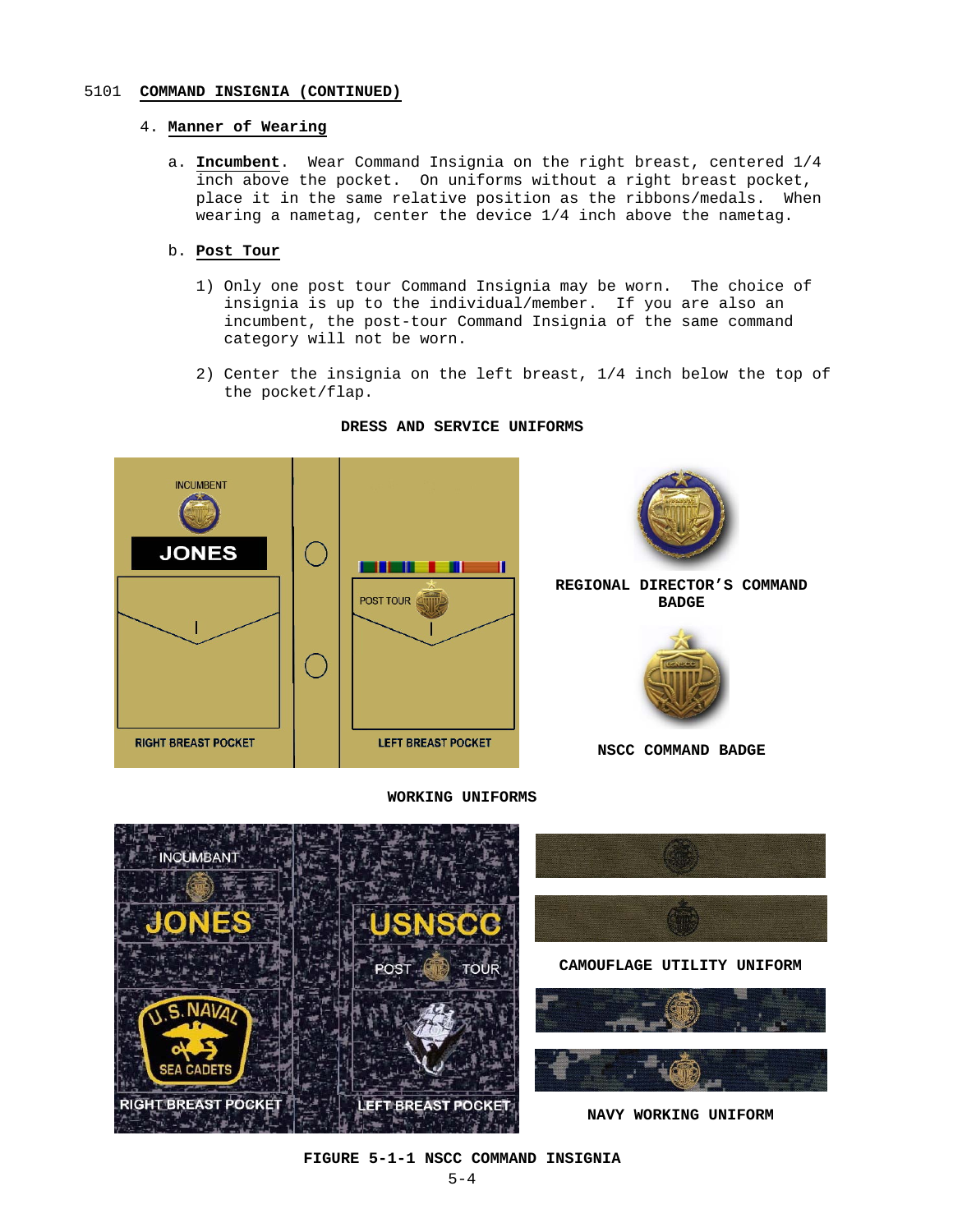## 5101 COMMAND INSIGNIA (CONTINUED)

### 4. Manner of Wearing

a. **Incumbent**. Wear Command Insignia on the right breast, centered 1/4 inch above the pocket. On uniforms without a right breast pocket, place it in the same relative position as the ribbons/medals. When wearing a nametag, center the device 1/4 inch above the nametag.

b. **Post Tour**

1) Only one post tour Command Insignia may be worn. The choice of insignia is up to the individual/member. If you are also an incumbent, the post-tour Command Insignia of the same command category will not be worn.

2) Center the insignia on the left breast, 1/4 inch below the top of the pocket/flap.

**DRESS AND SERVICE UNIFORMS**

INCUMBENT

JONES

POST TOUR

RIGHT BREAST POCKET

LEFT BREAST POCKET

**REGIONAL DIRECTOR'S COMMAND BADGE**

**NSCC COMMAND BADGE**

**WORKING UNIFORMS**

INCUMBANT

JONES

U.S. NAVAL SEA CADETS

RIGHT BREAST POCKET

USNSCC

POST TOUR

LEFT BREAST POCKET

**CAMOUFLAGE UTILITY UNIFORM**

**NAVY WORKING UNIFORM**

**FIGURE 5-1-1 NSCC COMMAND INSIGNIA**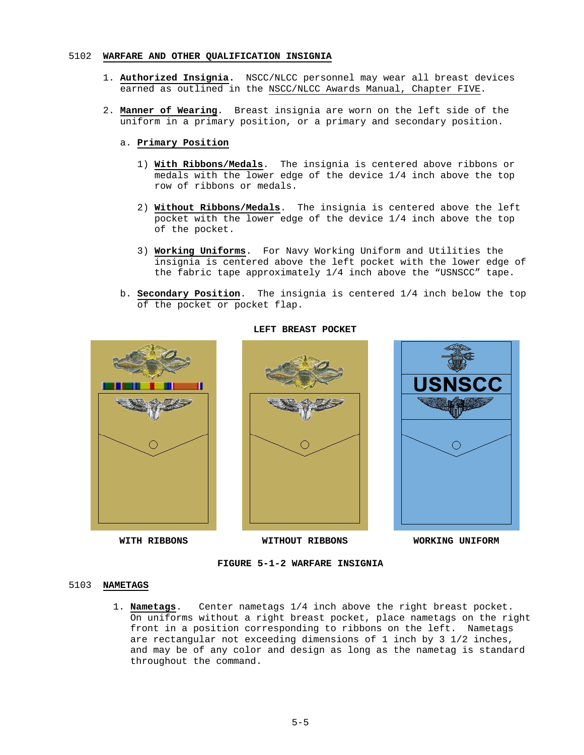## 5102 WARFARE AND OTHER QUALIFICATION INSIGNIA

1. **Authorized Insignia**. NSCC/NLCC personnel may wear all breast devices earned as outlined in the NSCC/NLCC Awards Manual, Chapter FIVE.

2. **Manner of Wearing**. Breast insignia are worn on the left side of the uniform in a primary position, or a primary and secondary position.

   a. **Primary Position**

      1) **With Ribbons/Medals**. The insignia is centered above ribbons or medals with the lower edge of the device 1/4 inch above the top row of ribbons or medals.

      2) **Without Ribbons/Medals**. The insignia is centered above the left pocket with the lower edge of the device 1/4 inch above the top of the pocket.

      3) **Working Uniforms**. For Navy Working Uniform and Utilities the insignia is centered above the left pocket with the lower edge of the fabric tape approximately 1/4 inch above the "USNSCC" tape.

   b. **Secondary Position**. The insignia is centered 1/4 inch below the top of the pocket or pocket flap.

**LEFT BREAST POCKET**

USNSCC

**WITH RIBBONS** | **WITHOUT RIBBONS** | **WORKING UNIFORM**

**FIGURE 5-1-2 WARFARE INSIGNIA**

## 5103 NAMETAGS

1. **Nametags**. Center nametags 1/4 inch above the right breast pocket. On uniforms without a right breast pocket, place nametags on the right front in a position corresponding to ribbons on the left. Nametags are rectangular not exceeding dimensions of 1 inch by 3 1/2 inches, and may be of any color and design as long as the nametag is standard throughout the command.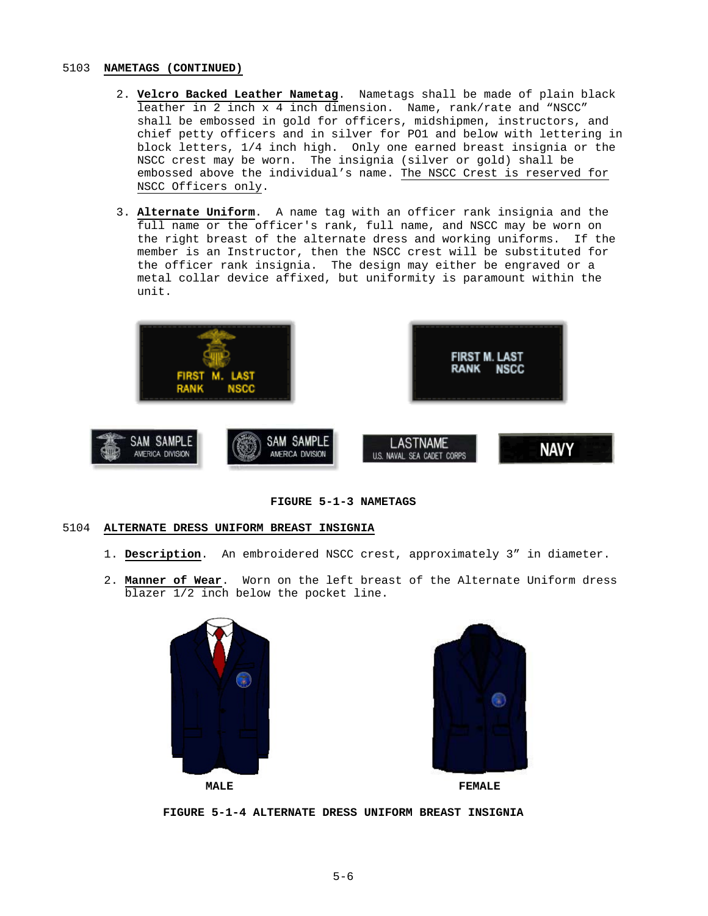## 5103 NAMETAGS (CONTINUED)

2. **Velcro Backed Leather Nametag**. Nametags shall be made of plain black leather in 2 inch x 4 inch dimension. Name, rank/rate and "NSCC" shall be embossed in gold for officers, midshipmen, instructors, and chief petty officers and in silver for PO1 and below with lettering in block letters, 1/4 inch high. Only one earned breast insignia or the NSCC crest may be worn. The insignia (silver or gold) shall be embossed above the individual's name. The NSCC Crest is reserved for NSCC Officers only.

3. **Alternate Uniform**. A name tag with an officer rank insignia and the full name or the officer's rank, full name, and NSCC may be worn on the right breast of the alternate dress and working uniforms. If the member is an Instructor, then the NSCC crest will be substituted for the officer rank insignia. The design may either be engraved or a metal collar device affixed, but uniformity is paramount within the unit.

**FIGURE 5-1-3 NAMETAGS**

## 5104 ALTERNATE DRESS UNIFORM BREAST INSIGNIA

1. **Description**. An embroidered NSCC crest, approximately 3" in diameter.

2. **Manner of Wear**. Worn on the left breast of the Alternate Uniform dress blazer 1/2 inch below the pocket line.

MALE

FEMALE

**FIGURE 5-1-4 ALTERNATE DRESS UNIFORM BREAST INSIGNIA**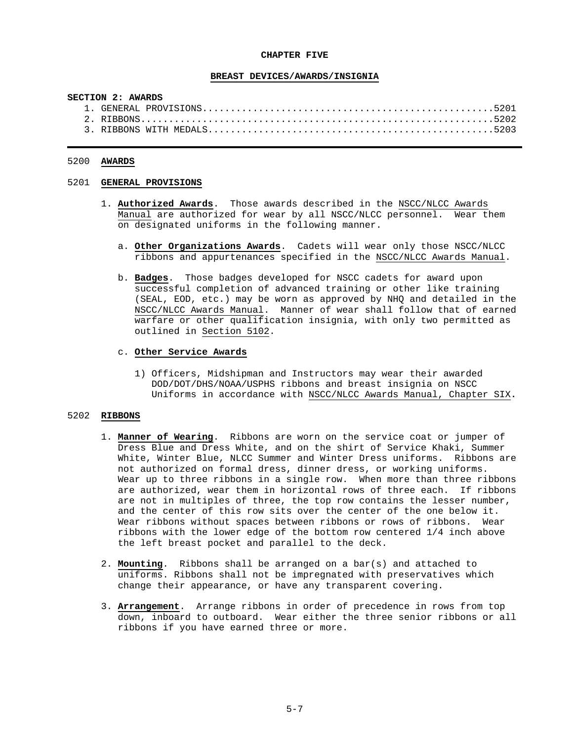# CHAPTER FIVE

## BREAST DEVICES/AWARDS/INSIGNIA

**SECTION 2: AWARDS**

1. GENERAL PROVISIONS..................................................5201
2. RIBBONS.............................................................5202
3. RIBBONS WITH MEDALS..................................................5203

---

## 5200 AWARDS

### 5201 GENERAL PROVISIONS

1. **Authorized Awards**. Those awards described in the NSCC/NLCC Awards Manual are authorized for wear by all NSCC/NLCC personnel. Wear them on designated uniforms in the following manner.

   a. **Other Organizations Awards**. Cadets will wear only those NSCC/NLCC ribbons and appurtenances specified in the NSCC/NLCC Awards Manual.

   b. **Badges**. Those badges developed for NSCC cadets for award upon successful completion of advanced training or other like training (SEAL, EOD, etc.) may be worn as approved by NHQ and detailed in the NSCC/NLCC Awards Manual. Manner of wear shall follow that of earned warfare or other qualification insignia, with only two permitted as outlined in Section 5102.

   c. **Other Service Awards**

      1) Officers, Midshipman and Instructors may wear their awarded DOD/DOT/DHS/NOAA/USPHS ribbons and breast insignia on NSCC Uniforms in accordance with NSCC/NLCC Awards Manual, Chapter SIX.

### 5202 RIBBONS

1. **Manner of Wearing**. Ribbons are worn on the service coat or jumper of Dress Blue and Dress White, and on the shirt of Service Khaki, Summer White, Winter Blue, NLCC Summer and Winter Dress uniforms. Ribbons are not authorized on formal dress, dinner dress, or working uniforms. Wear up to three ribbons in a single row. When more than three ribbons are authorized, wear them in horizontal rows of three each. If ribbons are not in multiples of three, the top row contains the lesser number, and the center of this row sits over the center of the one below it. Wear ribbons without spaces between ribbons or rows of ribbons. Wear ribbons with the lower edge of the bottom row centered 1/4 inch above the left breast pocket and parallel to the deck.

2. **Mounting**. Ribbons shall be arranged on a bar(s) and attached to uniforms. Ribbons shall not be impregnated with preservatives which change their appearance, or have any transparent covering.

3. **Arrangement**. Arrange ribbons in order of precedence in rows from top down, inboard to outboard. Wear either the three senior ribbons or all ribbons if you have earned three or more.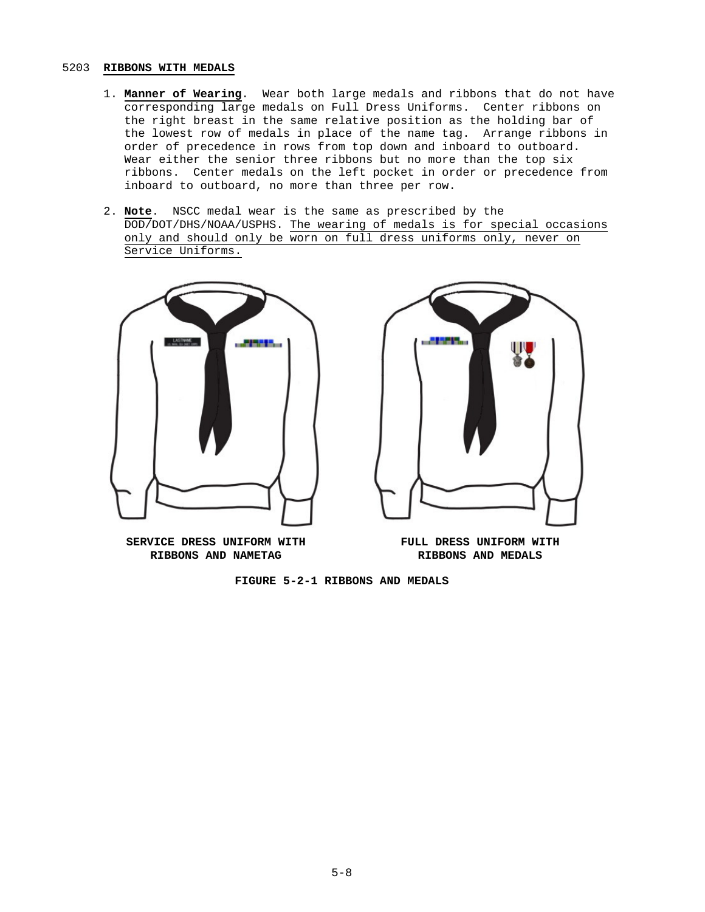## 5203 **RIBBONS WITH MEDALS**

1. **Manner of Wearing**. Wear both large medals and ribbons that do not have corresponding large medals on Full Dress Uniforms. Center ribbons on the right breast in the same relative position as the holding bar of the lowest row of medals in place of the name tag. Arrange ribbons in order of precedence in rows from top down and inboard to outboard. Wear either the senior three ribbons but no more than the top six ribbons. Center medals on the left pocket in order or precedence from inboard to outboard, no more than three per row.

2. **Note**. NSCC medal wear is the same as prescribed by the DOD/DOT/DHS/NOAA/USPHS. The wearing of medals is for special occasions only and should only be worn on full dress uniforms only, never on Service Uniforms.

**SERVICE DRESS UNIFORM WITH RIBBONS AND NAMETAG**

**FULL DRESS UNIFORM WITH RIBBONS AND MEDALS**

**FIGURE 5-2-1 RIBBONS AND MEDALS**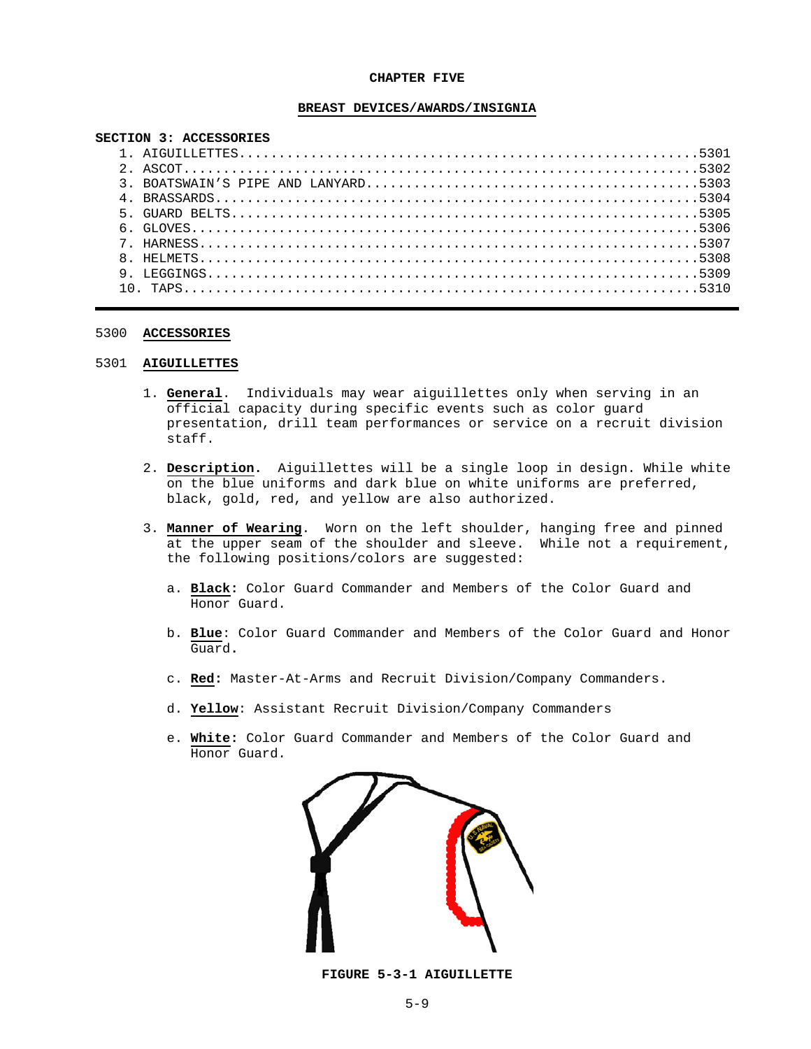**CHAPTER FIVE**

**BREAST DEVICES/AWARDS/INSIGNIA**

**SECTION 3: ACCESSORIES**

1. AIGUILLETTES....................................................5301
2. ASCOT...........................................................5302
3. BOATSWAIN'S PIPE AND LANYARD....................................5303
4. BRASSARDS.......................................................5304
5. GUARD BELTS.....................................................5305
6. GLOVES..........................................................5306
7. HARNESS.........................................................5307
8. HELMETS.........................................................5308
9. LEGGINGS........................................................5309
10. TAPS...........................................................5310

---

## 5300 ACCESSORIES

### 5301 AIGUILLETTES

1. **General**. Individuals may wear aiguillettes only when serving in an official capacity during specific events such as color guard presentation, drill team performances or service on a recruit division staff.

2. **Description.** Aiguillettes will be a single loop in design. While white on the blue uniforms and dark blue on white uniforms are preferred, black, gold, red, and yellow are also authorized.

3. **Manner of Wearing**. Worn on the left shoulder, hanging free and pinned at the upper seam of the shoulder and sleeve. While not a requirement, the following positions/colors are suggested:

   a. **Black:** Color Guard Commander and Members of the Color Guard and Honor Guard.

   b. **Blue**: Color Guard Commander and Members of the Color Guard and Honor Guard.

   c. **Red:** Master-At-Arms and Recruit Division/Company Commanders.

   d. **Yellow**: Assistant Recruit Division/Company Commanders

   e. **White:** Color Guard Commander and Members of the Color Guard and Honor Guard.

**FIGURE 5-3-1 AIGUILLETTE**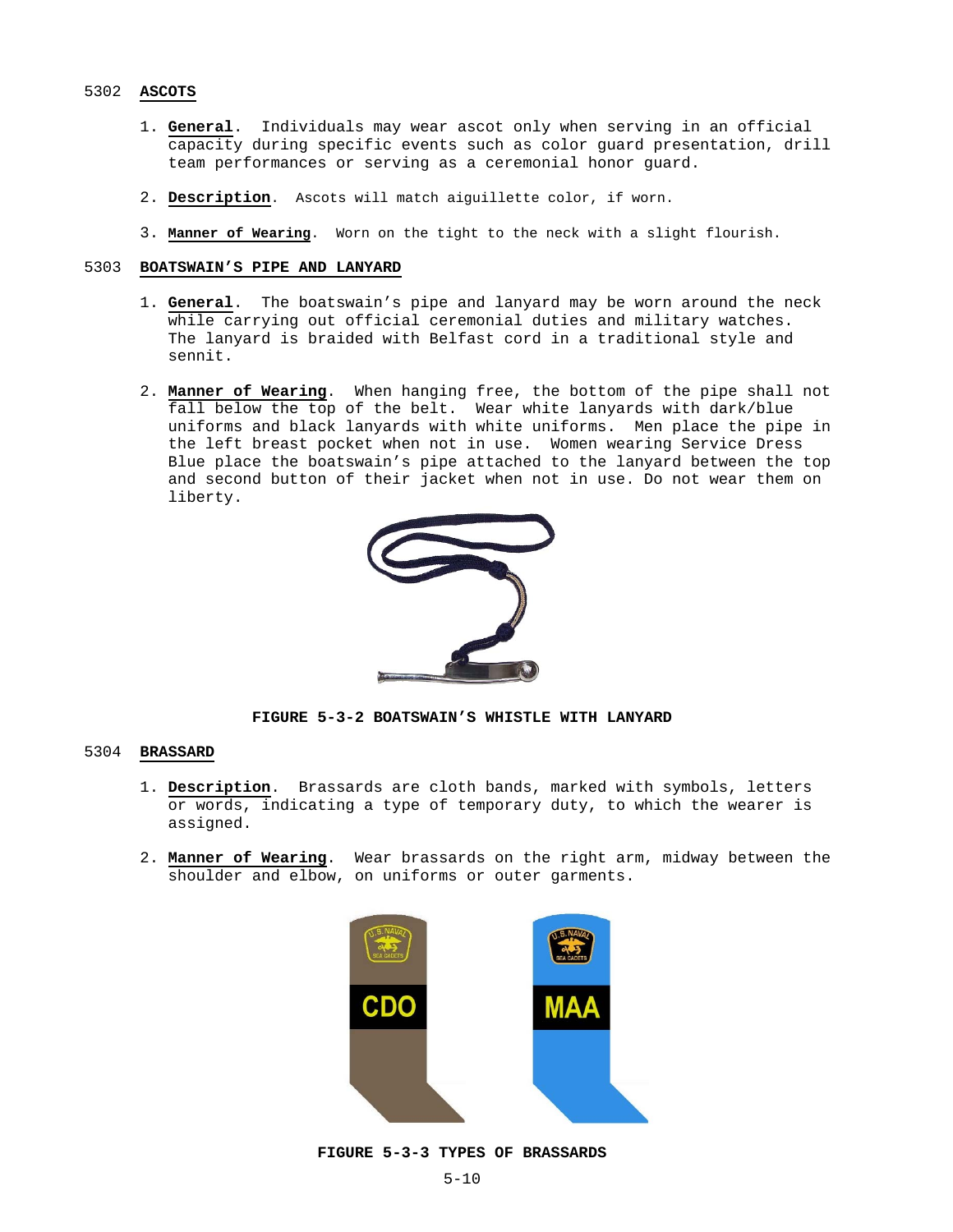## 5302 ASCOTS

1. **General**. Individuals may wear ascot only when serving in an official capacity during specific events such as color guard presentation, drill team performances or serving as a ceremonial honor guard.

2. **Description**. Ascots will match aiguillette color, if worn.

3. **Manner of Wearing**. Worn on the tight to the neck with a slight flourish.

## 5303 BOATSWAIN'S PIPE AND LANYARD

1. **General**. The boatswain's pipe and lanyard may be worn around the neck while carrying out official ceremonial duties and military watches. The lanyard is braided with Belfast cord in a traditional style and sennit.

2. **Manner of Wearing**. When hanging free, the bottom of the pipe shall not fall below the top of the belt. Wear white lanyards with dark/blue uniforms and black lanyards with white uniforms. Men place the pipe in the left breast pocket when not in use. Women wearing Service Dress Blue place the boatswain's pipe attached to the lanyard between the top and second button of their jacket when not in use. Do not wear them on liberty.

**FIGURE 5-3-2 BOATSWAIN'S WHISTLE WITH LANYARD**

## 5304 BRASSARD

1. **Description**. Brassards are cloth bands, marked with symbols, letters or words, indicating a type of temporary duty, to which the wearer is assigned.

2. **Manner of Wearing**. Wear brassards on the right arm, midway between the shoulder and elbow, on uniforms or outer garments.

**FIGURE 5-3-3 TYPES OF BRASSARDS**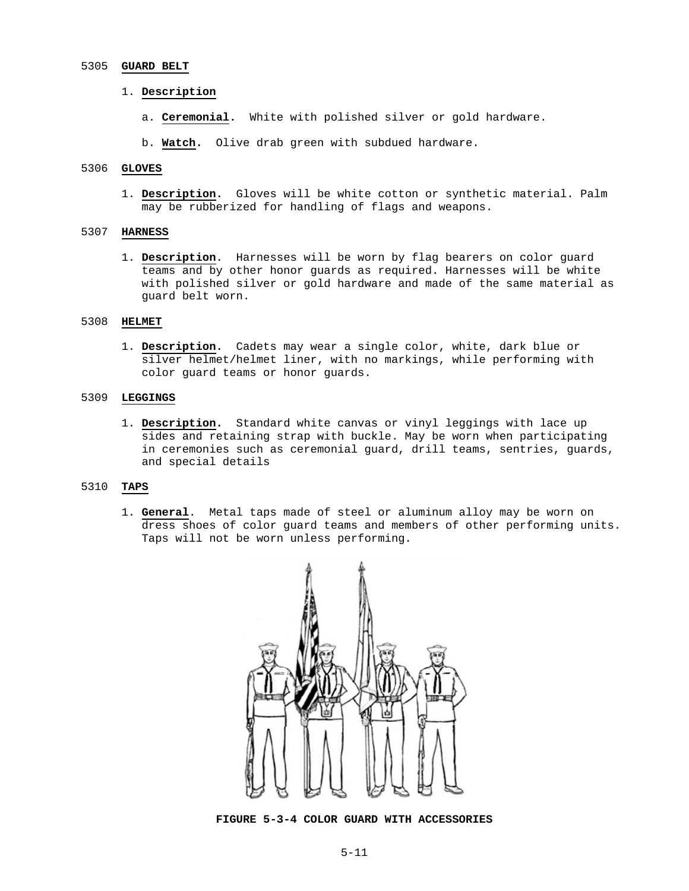5305 **GUARD BELT**

1. **Description**

   a. **Ceremonial.** White with polished silver or gold hardware.

   b. **Watch.** Olive drab green with subdued hardware.

5306 **GLOVES**

1. **Description.** Gloves will be white cotton or synthetic material. Palm may be rubberized for handling of flags and weapons.

5307 **HARNESS**

1. **Description**. Harnesses will be worn by flag bearers on color guard teams and by other honor guards as required. Harnesses will be white with polished silver or gold hardware and made of the same material as guard belt worn.

5308 **HELMET**

1. **Description.** Cadets may wear a single color, white, dark blue or silver helmet/helmet liner, with no markings, while performing with color guard teams or honor guards.

5309 **LEGGINGS**

1. **Description.** Standard white canvas or vinyl leggings with lace up sides and retaining strap with buckle. May be worn when participating in ceremonies such as ceremonial guard, drill teams, sentries, guards, and special details

5310 **TAPS**

1. **General**. Metal taps made of steel or aluminum alloy may be worn on dress shoes of color guard teams and members of other performing units. Taps will not be worn unless performing.

**FIGURE 5-3-4 COLOR GUARD WITH ACCESSORIES**